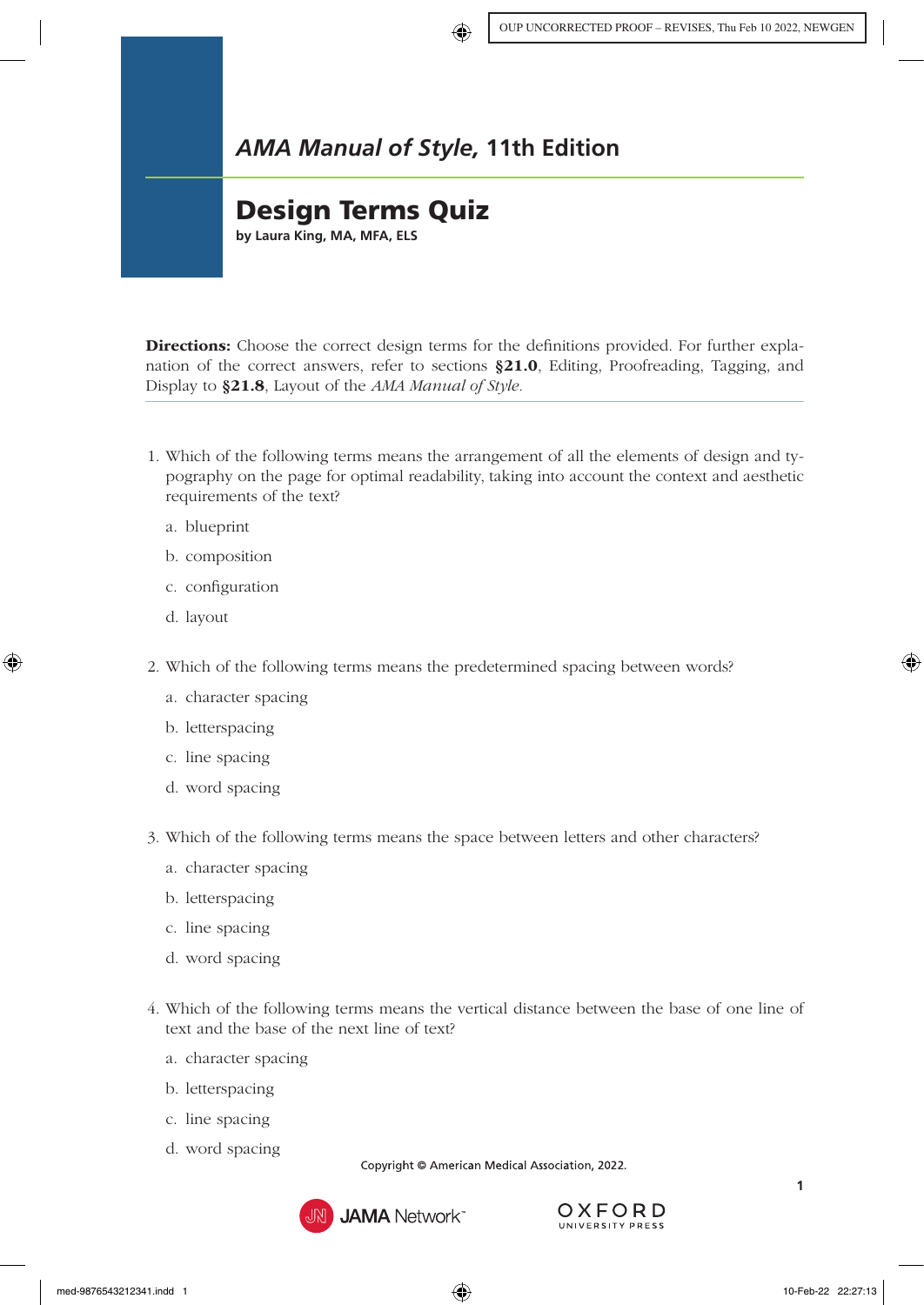## *AMA Manual of Style,* 11th Edition

# Design Terms Quiz

**by Laura King, MA, MFA, ELS**

**Directions:** Choose the correct design terms for the definitions provided. For further explanation of the correct answers, refer to sections **§21.0**, Editing, Proofreading, Tagging, and Display to **§21.8**, Layout of the *AMA Manual of Style.*

1. Which of the following terms means the arrangement of all the elements of design and typography on the page for optimal readability, taking into account the context and aesthetic requirements of the text?

   a. blueprint

   b. composition

   c. configuration

   d. layout

2. Which of the following terms means the predetermined spacing between words?

   a. character spacing

   b. letterspacing

   c. line spacing

   d. word spacing

3. Which of the following terms means the space between letters and other characters?

   a. character spacing

   b. letterspacing

   c. line spacing

   d. word spacing

4. Which of the following terms means the vertical distance between the base of one line of text and the base of the next line of text?

   a. character spacing

   b. letterspacing

   c. line spacing

   d. word spacing

Copyright © American Medical Association, 2022.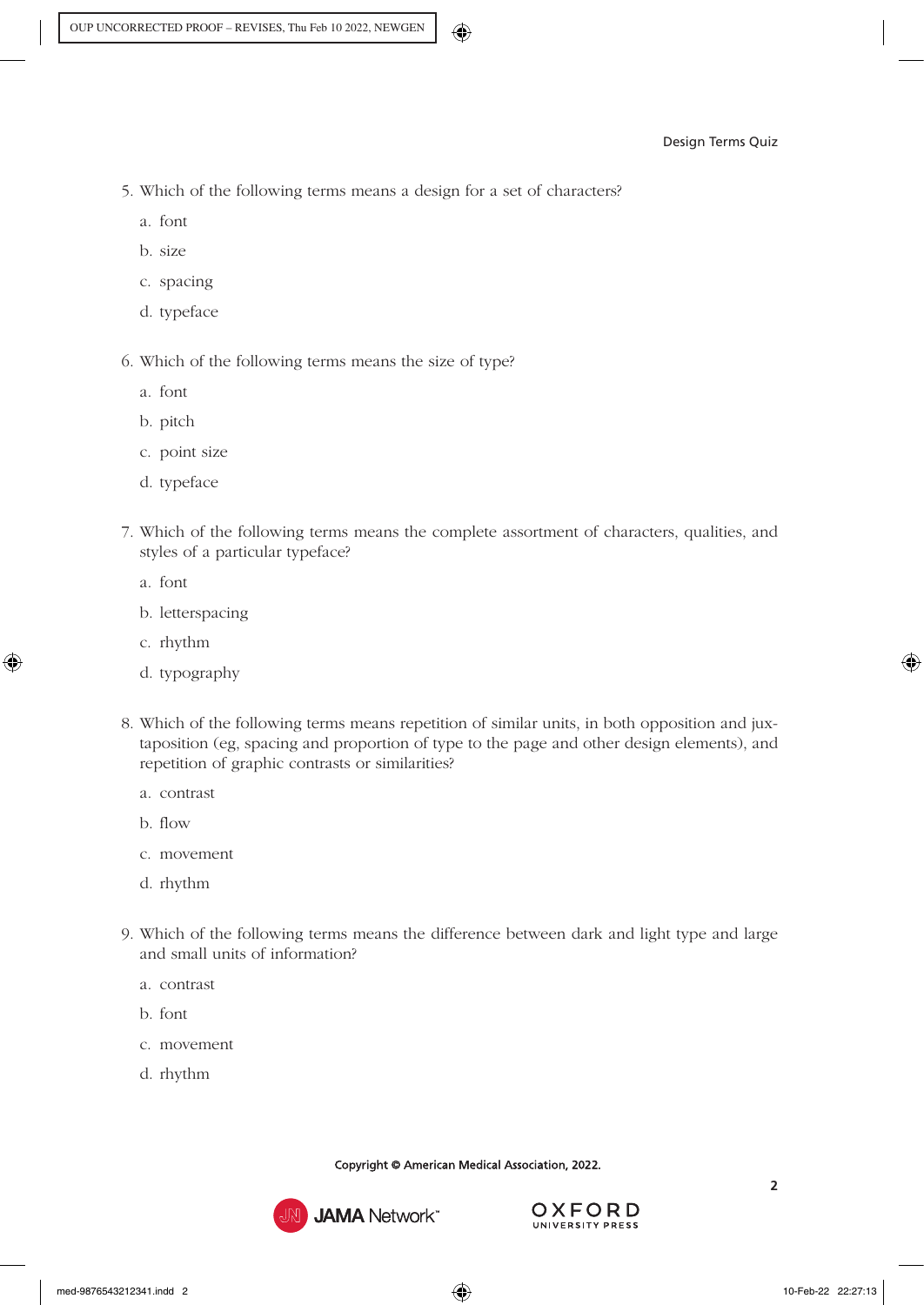5. Which of the following terms means a design for a set of characters?

   a. font

   b. size

   c. spacing

   d. typeface

6. Which of the following terms means the size of type?

   a. font

   b. pitch

   c. point size

   d. typeface

7. Which of the following terms means the complete assortment of characters, qualities, and styles of a particular typeface?

   a. font

   b. letterspacing

   c. rhythm

   d. typography

8. Which of the following terms means repetition of similar units, in both opposition and juxtaposition (eg, spacing and proportion of type to the page and other design elements), and repetition of graphic contrasts or similarities?

   a. contrast

   b. flow

   c. movement

   d. rhythm

9. Which of the following terms means the difference between dark and light type and large and small units of information?

   a. contrast

   b. font

   c. movement

   d. rhythm

Copyright © American Medical Association, 2022.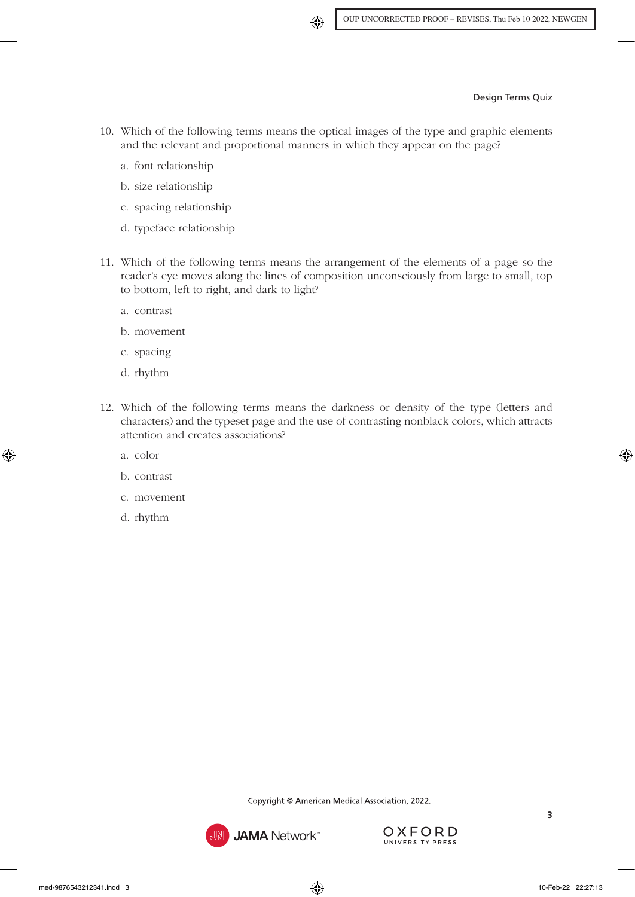10. Which of the following terms means the optical images of the type and graphic elements and the relevant and proportional manners in which they appear on the page?

    a. font relationship

    b. size relationship

    c. spacing relationship

    d. typeface relationship

11. Which of the following terms means the arrangement of the elements of a page so the reader's eye moves along the lines of composition unconsciously from large to small, top to bottom, left to right, and dark to light?

    a. contrast

    b. movement

    c. spacing

    d. rhythm

12. Which of the following terms means the darkness or density of the type (letters and characters) and the typeset page and the use of contrasting nonblack colors, which attracts attention and creates associations?

    a. color

    b. contrast

    c. movement

    d. rhythm

Copyright © American Medical Association, 2022.